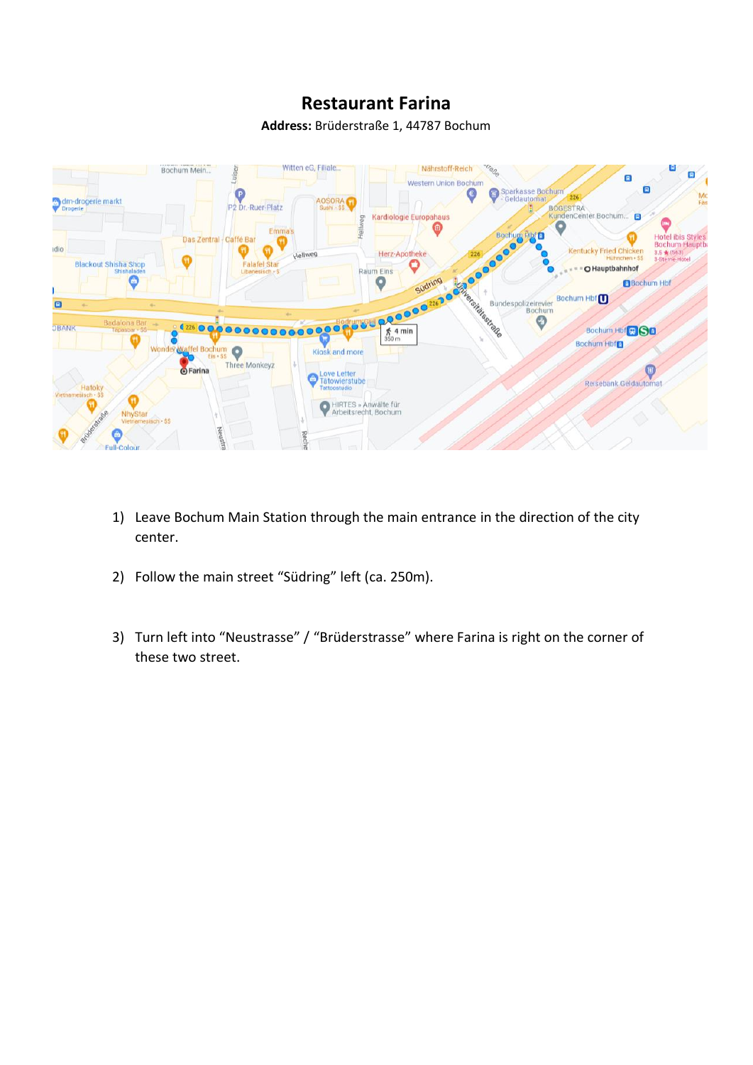# Restaurant Farina

**Address:** Brüderstraße 1, 44787 Bochum

1) Leave Bochum Main Station through the main entrance in the direction of the city center.

2) Follow the main street "Südring" left (ca. 250m).

3) Turn left into "Neustrasse" / "Brüderstrasse" where Farina is right on the corner of these two street.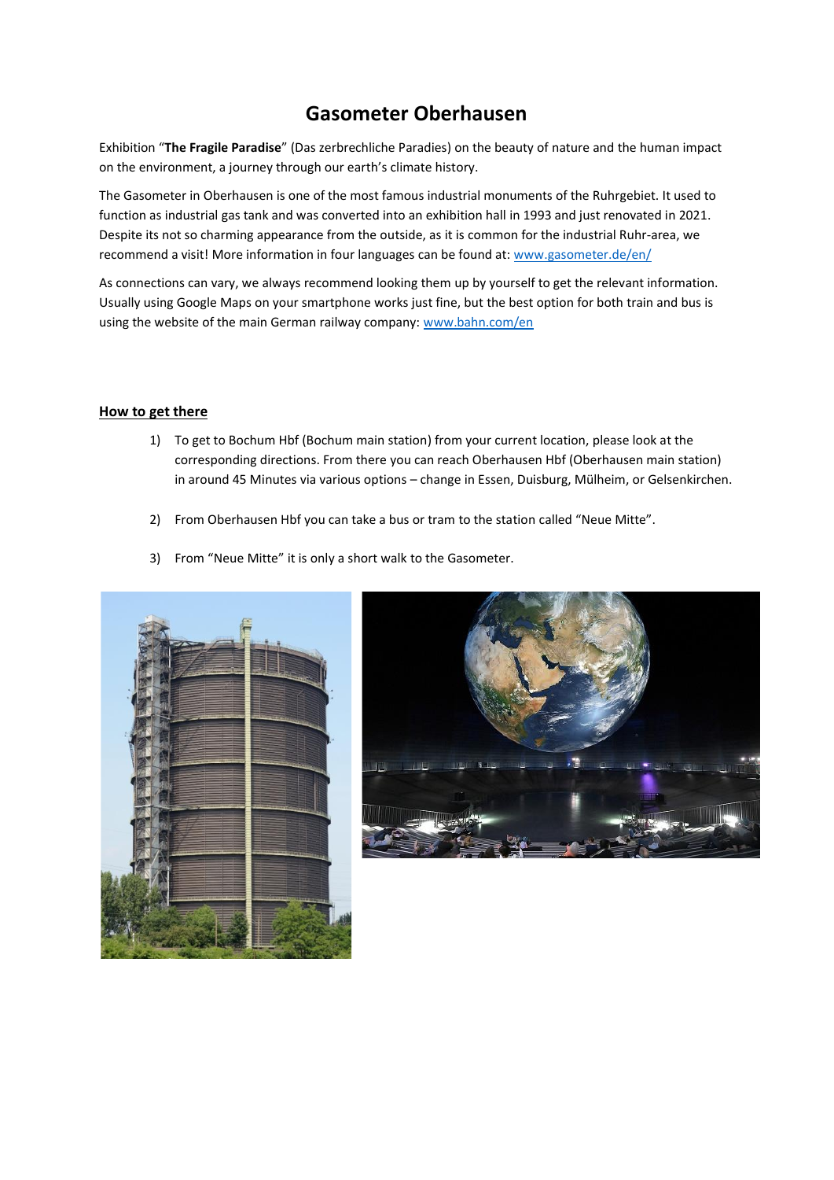# Gasometer Oberhausen

Exhibition "**The Fragile Paradise**" (Das zerbrechliche Paradies) on the beauty of nature and the human impact on the environment, a journey through our earth's climate history.

The Gasometer in Oberhausen is one of the most famous industrial monuments of the Ruhrgebiet. It used to function as industrial gas tank and was converted into an exhibition hall in 1993 and just renovated in 2021. Despite its not so charming appearance from the outside, as it is common for the industrial Ruhr-area, we recommend a visit! More information in four languages can be found at: www.gasometer.de/en/

As connections can vary, we always recommend looking them up by yourself to get the relevant information. Usually using Google Maps on your smartphone works just fine, but the best option for both train and bus is using the website of the main German railway company: www.bahn.com/en

## How to get there

1) To get to Bochum Hbf (Bochum main station) from your current location, please look at the corresponding directions. From there you can reach Oberhausen Hbf (Oberhausen main station) in around 45 Minutes via various options – change in Essen, Duisburg, Mülheim, or Gelsenkirchen.

2) From Oberhausen Hbf you can take a bus or tram to the station called "Neue Mitte".

3) From "Neue Mitte" it is only a short walk to the Gasometer.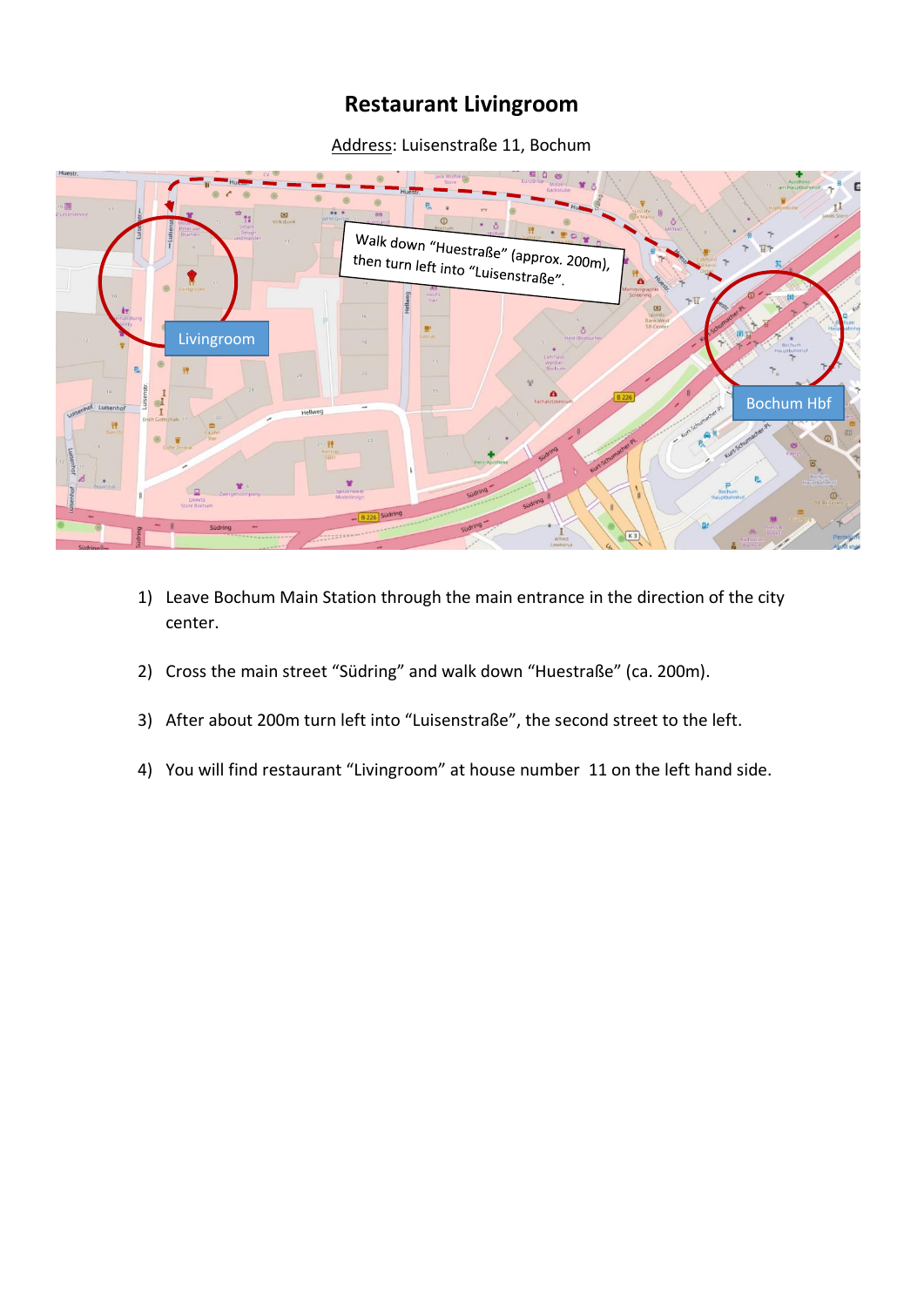# Restaurant Livingroom

Address: Luisenstraße 11, Bochum

Walk down "Huestraße" (approx. 200m), then turn left into "Luisenstraße".

Livingroom

Bochum Hbf

1) Leave Bochum Main Station through the main entrance in the direction of the city center.
2) Cross the main street "Südring" and walk down "Huestraße" (ca. 200m).
3) After about 200m turn left into "Luisenstraße", the second street to the left.
4) You will find restaurant "Livingroom" at house number 11 on the left hand side.